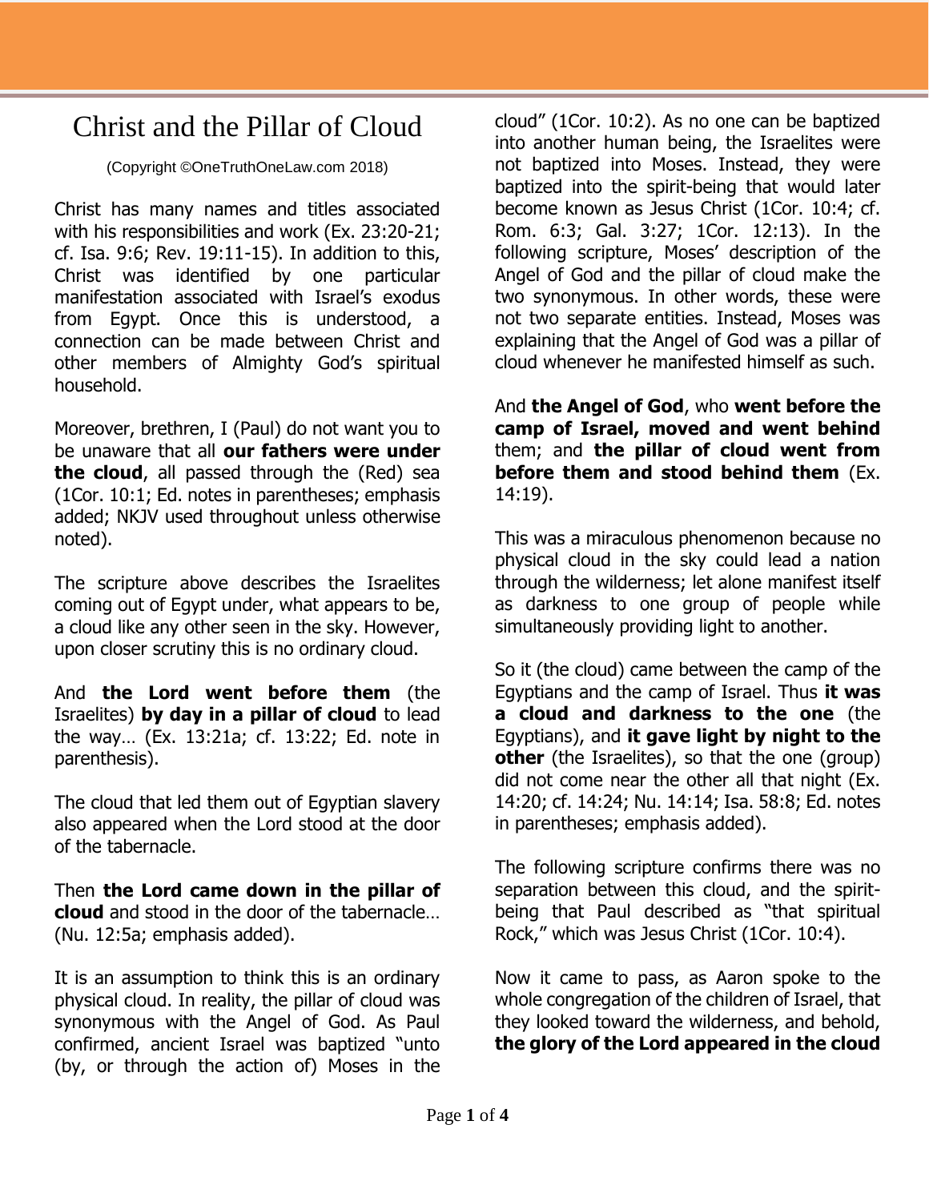# Christ and the Pillar of Cloud

(Copyright ©OneTruthOneLaw.com 2018)

Christ has many names and titles associated with his responsibilities and work (Ex. 23:20-21; cf. Isa. 9:6; Rev. 19:11-15). In addition to this, Christ was identified by one particular manifestation associated with Israel's exodus from Egypt. Once this is understood, a connection can be made between Christ and other members of Almighty God's spiritual household.

Moreover, brethren, I (Paul) do not want you to be unaware that all **our fathers were under the cloud**, all passed through the (Red) sea (1Cor. 10:1; Ed. notes in parentheses; emphasis added; NKJV used throughout unless otherwise noted).

The scripture above describes the Israelites coming out of Egypt under, what appears to be, a cloud like any other seen in the sky. However, upon closer scrutiny this is no ordinary cloud.

And **the Lord went before them** (the Israelites) **by day in a pillar of cloud** to lead the way… (Ex. 13:21a; cf. 13:22; Ed. note in parenthesis).

The cloud that led them out of Egyptian slavery also appeared when the Lord stood at the door of the tabernacle.

Then **the Lord came down in the pillar of cloud** and stood in the door of the tabernacle… (Nu. 12:5a; emphasis added).

It is an assumption to think this is an ordinary physical cloud. In reality, the pillar of cloud was synonymous with the Angel of God. As Paul confirmed, ancient Israel was baptized "unto (by, or through the action of) Moses in the cloud" (1Cor. 10:2). As no one can be baptized into another human being, the Israelites were not baptized into Moses. Instead, they were baptized into the spirit-being that would later become known as Jesus Christ (1Cor. 10:4; cf. Rom. 6:3; Gal. 3:27; 1Cor. 12:13). In the following scripture, Moses' description of the Angel of God and the pillar of cloud make the two synonymous. In other words, these were not two separate entities. Instead, Moses was explaining that the Angel of God was a pillar of cloud whenever he manifested himself as such.

And **the Angel of God**, who **went before the camp of Israel, moved and went behind** them; and **the pillar of cloud went from before them and stood behind them** (Ex. 14:19).

This was a miraculous phenomenon because no physical cloud in the sky could lead a nation through the wilderness; let alone manifest itself as darkness to one group of people while simultaneously providing light to another.

So it (the cloud) came between the camp of the Egyptians and the camp of Israel. Thus **it was a cloud and darkness to the one** (the Egyptians), and **it gave light by night to the other** (the Israelites), so that the one (group) did not come near the other all that night (Ex. 14:20; cf. 14:24; Nu. 14:14; Isa. 58:8; Ed. notes in parentheses; emphasis added).

The following scripture confirms there was no separation between this cloud, and the spirit-being that Paul described as "that spiritual Rock," which was Jesus Christ (1Cor. 10:4).

Now it came to pass, as Aaron spoke to the whole congregation of the children of Israel, that they looked toward the wilderness, and behold, **the glory of the Lord appeared in the cloud**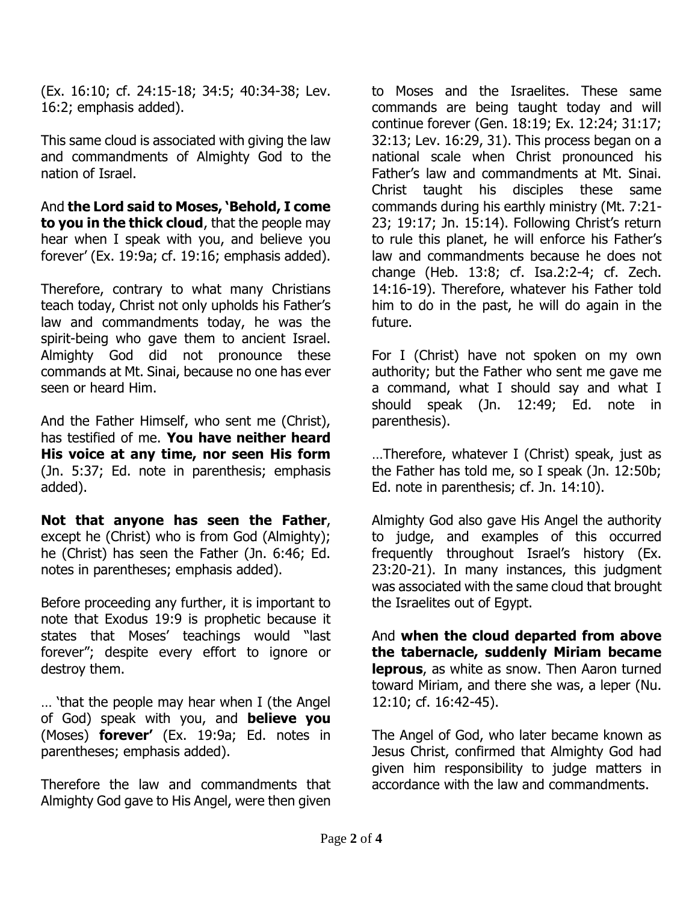(Ex. 16:10; cf. 24:15-18; 34:5; 40:34-38; Lev. 16:2; emphasis added).

This same cloud is associated with giving the law and commandments of Almighty God to the nation of Israel.

And **the Lord said to Moses, 'Behold, I come to you in the thick cloud**, that the people may hear when I speak with you, and believe you forever' (Ex. 19:9a; cf. 19:16; emphasis added).

Therefore, contrary to what many Christians teach today, Christ not only upholds his Father's law and commandments today, he was the spirit-being who gave them to ancient Israel. Almighty God did not pronounce these commands at Mt. Sinai, because no one has ever seen or heard Him.

And the Father Himself, who sent me (Christ), has testified of me. **You have neither heard His voice at any time, nor seen His form** (Jn. 5:37; Ed. note in parenthesis; emphasis added).

**Not that anyone has seen the Father**, except he (Christ) who is from God (Almighty); he (Christ) has seen the Father (Jn. 6:46; Ed. notes in parentheses; emphasis added).

Before proceeding any further, it is important to note that Exodus 19:9 is prophetic because it states that Moses' teachings would "last forever"; despite every effort to ignore or destroy them.

… 'that the people may hear when I (the Angel of God) speak with you, and **believe you** (Moses) **forever'** (Ex. 19:9a; Ed. notes in parentheses; emphasis added).

Therefore the law and commandments that Almighty God gave to His Angel, were then given to Moses and the Israelites. These same commands are being taught today and will continue forever (Gen. 18:19; Ex. 12:24; 31:17; 32:13; Lev. 16:29, 31). This process began on a national scale when Christ pronounced his Father's law and commandments at Mt. Sinai. Christ taught his disciples these same commands during his earthly ministry (Mt. 7:21-23; 19:17; Jn. 15:14). Following Christ's return to rule this planet, he will enforce his Father's law and commandments because he does not change (Heb. 13:8; cf. Isa.2:2-4; cf. Zech. 14:16-19). Therefore, whatever his Father told him to do in the past, he will do again in the future.

For I (Christ) have not spoken on my own authority; but the Father who sent me gave me a command, what I should say and what I should speak (Jn. 12:49; Ed. note in parenthesis).

…Therefore, whatever I (Christ) speak, just as the Father has told me, so I speak (Jn. 12:50b; Ed. note in parenthesis; cf. Jn. 14:10).

Almighty God also gave His Angel the authority to judge, and examples of this occurred frequently throughout Israel's history (Ex. 23:20-21). In many instances, this judgment was associated with the same cloud that brought the Israelites out of Egypt.

And **when the cloud departed from above the tabernacle, suddenly Miriam became leprous**, as white as snow. Then Aaron turned toward Miriam, and there she was, a leper (Nu. 12:10; cf. 16:42-45).

The Angel of God, who later became known as Jesus Christ, confirmed that Almighty God had given him responsibility to judge matters in accordance with the law and commandments.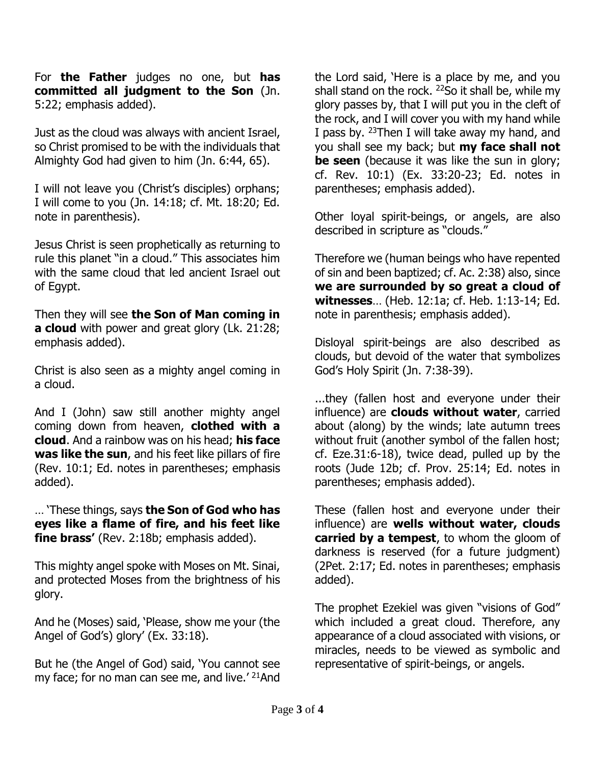For **the Father** judges no one, but **has committed all judgment to the Son** (Jn. 5:22; emphasis added).

Just as the cloud was always with ancient Israel, so Christ promised to be with the individuals that Almighty God had given to him (Jn. 6:44, 65).

I will not leave you (Christ's disciples) orphans; I will come to you (Jn. 14:18; cf. Mt. 18:20; Ed. note in parenthesis).

Jesus Christ is seen prophetically as returning to rule this planet "in a cloud." This associates him with the same cloud that led ancient Israel out of Egypt.

Then they will see **the Son of Man coming in a cloud** with power and great glory (Lk. 21:28; emphasis added).

Christ is also seen as a mighty angel coming in a cloud.

And I (John) saw still another mighty angel coming down from heaven, **clothed with a cloud**. And a rainbow was on his head; **his face was like the sun**, and his feet like pillars of fire (Rev. 10:1; Ed. notes in parentheses; emphasis added).

… 'These things, says **the Son of God who has eyes like a flame of fire, and his feet like fine brass'** (Rev. 2:18b; emphasis added).

This mighty angel spoke with Moses on Mt. Sinai, and protected Moses from the brightness of his glory.

And he (Moses) said, 'Please, show me your (the Angel of God's) glory' (Ex. 33:18).

But he (the Angel of God) said, 'You cannot see my face; for no man can see me, and live.' [21]And the Lord said, 'Here is a place by me, and you shall stand on the rock. [22]So it shall be, while my glory passes by, that I will put you in the cleft of the rock, and I will cover you with my hand while I pass by. [23]Then I will take away my hand, and you shall see my back; but **my face shall not be seen** (because it was like the sun in glory; cf. Rev. 10:1) (Ex. 33:20-23; Ed. notes in parentheses; emphasis added).

Other loyal spirit-beings, or angels, are also described in scripture as "clouds."

Therefore we (human beings who have repented of sin and been baptized; cf. Ac. 2:38) also, since **we are surrounded by so great a cloud of witnesses**… (Heb. 12:1a; cf. Heb. 1:13-14; Ed. note in parenthesis; emphasis added).

Disloyal spirit-beings are also described as clouds, but devoid of the water that symbolizes God's Holy Spirit (Jn. 7:38-39).

...they (fallen host and everyone under their influence) are **clouds without water**, carried about (along) by the winds; late autumn trees without fruit (another symbol of the fallen host; cf. Eze.31:6-18), twice dead, pulled up by the roots (Jude 12b; cf. Prov. 25:14; Ed. notes in parentheses; emphasis added).

These (fallen host and everyone under their influence) are **wells without water, clouds carried by a tempest**, to whom the gloom of darkness is reserved (for a future judgment) (2Pet. 2:17; Ed. notes in parentheses; emphasis added).

The prophet Ezekiel was given "visions of God" which included a great cloud. Therefore, any appearance of a cloud associated with visions, or miracles, needs to be viewed as symbolic and representative of spirit-beings, or angels.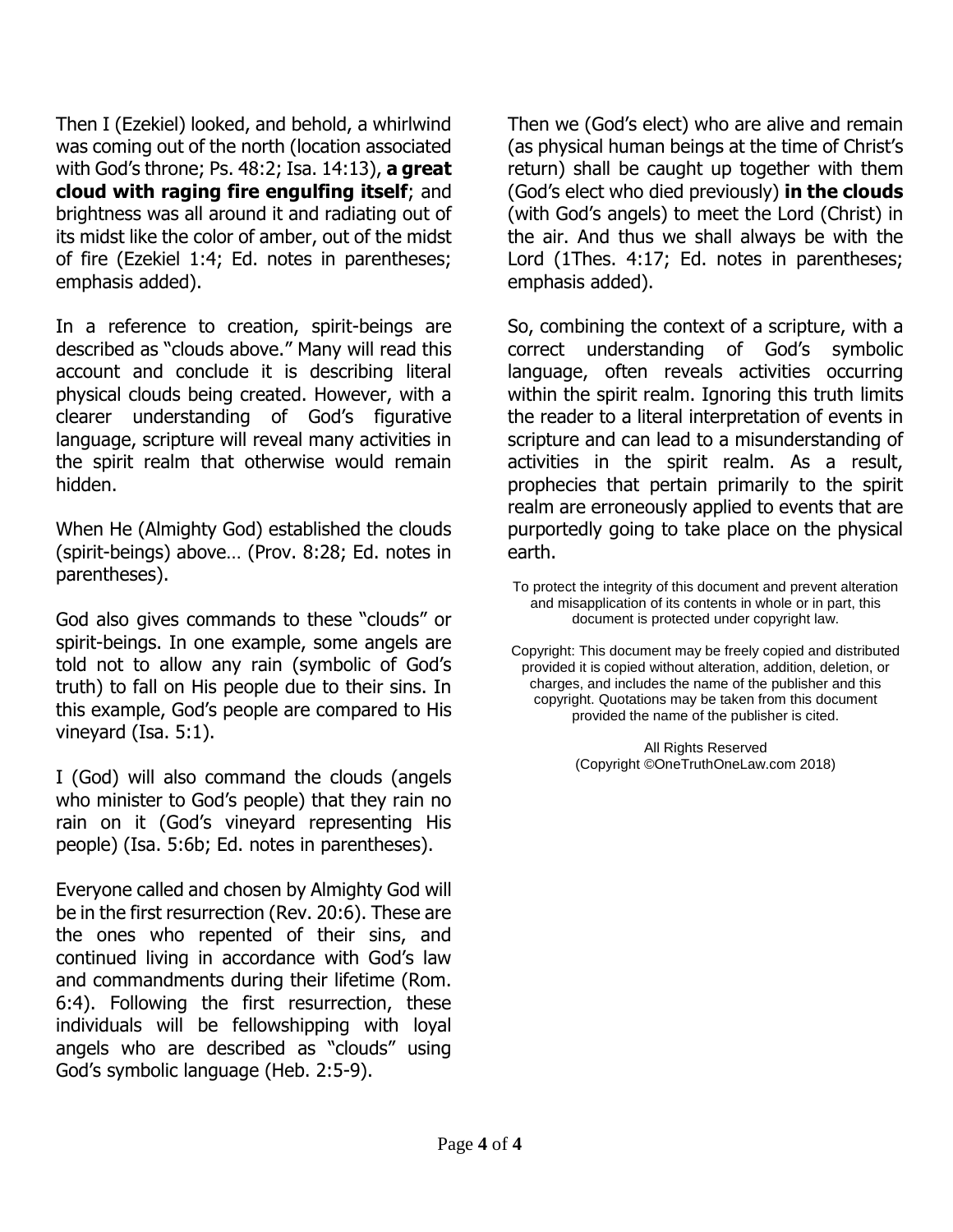Then I (Ezekiel) looked, and behold, a whirlwind was coming out of the north (location associated with God's throne; Ps. 48:2; Isa. 14:13), **a great cloud with raging fire engulfing itself**; and brightness was all around it and radiating out of its midst like the color of amber, out of the midst of fire (Ezekiel 1:4; Ed. notes in parentheses; emphasis added).

In a reference to creation, spirit-beings are described as "clouds above." Many will read this account and conclude it is describing literal physical clouds being created. However, with a clearer understanding of God's figurative language, scripture will reveal many activities in the spirit realm that otherwise would remain hidden.

When He (Almighty God) established the clouds (spirit-beings) above… (Prov. 8:28; Ed. notes in parentheses).

God also gives commands to these "clouds" or spirit-beings. In one example, some angels are told not to allow any rain (symbolic of God's truth) to fall on His people due to their sins. In this example, God's people are compared to His vineyard (Isa. 5:1).

I (God) will also command the clouds (angels who minister to God's people) that they rain no rain on it (God's vineyard representing His people) (Isa. 5:6b; Ed. notes in parentheses).

Everyone called and chosen by Almighty God will be in the first resurrection (Rev. 20:6). These are the ones who repented of their sins, and continued living in accordance with God's law and commandments during their lifetime (Rom. 6:4). Following the first resurrection, these individuals will be fellowshipping with loyal angels who are described as "clouds" using God's symbolic language (Heb. 2:5-9).

Then we (God's elect) who are alive and remain (as physical human beings at the time of Christ's return) shall be caught up together with them (God's elect who died previously) **in the clouds** (with God's angels) to meet the Lord (Christ) in the air. And thus we shall always be with the Lord (1Thes. 4:17; Ed. notes in parentheses; emphasis added).

So, combining the context of a scripture, with a correct understanding of God's symbolic language, often reveals activities occurring within the spirit realm. Ignoring this truth limits the reader to a literal interpretation of events in scripture and can lead to a misunderstanding of activities in the spirit realm. As a result, prophecies that pertain primarily to the spirit realm are erroneously applied to events that are purportedly going to take place on the physical earth.

To protect the integrity of this document and prevent alteration and misapplication of its contents in whole or in part, this document is protected under copyright law.

Copyright: This document may be freely copied and distributed provided it is copied without alteration, addition, deletion, or charges, and includes the name of the publisher and this copyright. Quotations may be taken from this document provided the name of the publisher is cited.

All Rights Reserved
(Copyright ©OneTruthOneLaw.com 2018)